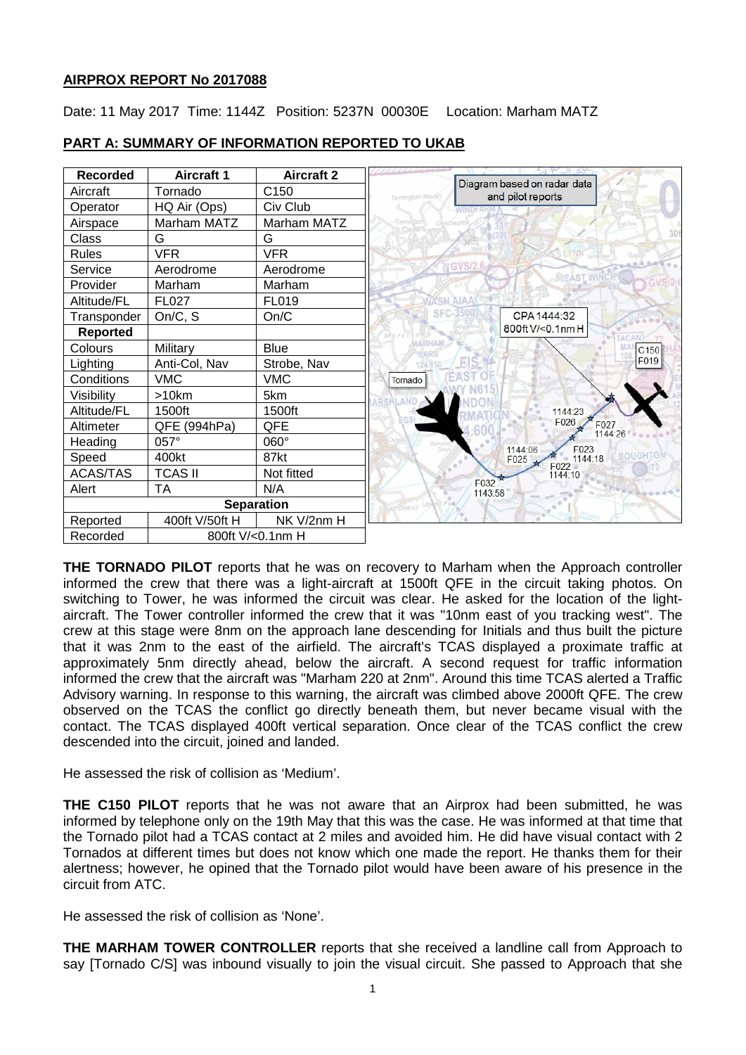## AIRPROX REPORT No 2017088

Date: 11 May 2017 Time: 1144Z Position: 5237N 00030E Location: Marham MATZ

## PART A: SUMMARY OF INFORMATION REPORTED TO UKAB

| Recorded | Aircraft 1 | Aircraft 2 |
|---|---|---|
| Aircraft | Tornado | C150 |
| Operator | HQ Air (Ops) | Civ Club |
| Airspace | Marham MATZ | Marham MATZ |
| Class | G | G |
| Rules | VFR | VFR |
| Service | Aerodrome | Aerodrome |
| Provider | Marham | Marham |
| Altitude/FL | FL027 | FL019 |
| Transponder | On/C, S | On/C |
| **Reported** | | |
| Colours | Military | Blue |
| Lighting | Anti-Col, Nav | Strobe, Nav |
| Conditions | VMC | VMC |
| Visibility | >10km | 5km |
| Altitude/FL | 1500ft | 1500ft |
| Altimeter | QFE (994hPa) | QFE |
| Heading | 057° | 060° |
| Speed | 400kt | 87kt |
| ACAS/TAS | TCAS II | Not fitted |
| Alert | TA | N/A |
| **Separation** | | |
| Reported | 400ft V/50ft H | NK V/2nm H |
| Recorded | 800ft V/<0.1nm H | |

Diagram based on radar data and pilot reports

CPA 1444:32 800ft V/<0.1nm H

**THE TORNADO PILOT** reports that he was on recovery to Marham when the Approach controller informed the crew that there was a light-aircraft at 1500ft QFE in the circuit taking photos. On switching to Tower, he was informed the circuit was clear. He asked for the location of the light-aircraft. The Tower controller informed the crew that it was "10nm east of you tracking west". The crew at this stage were 8nm on the approach lane descending for Initials and thus built the picture that it was 2nm to the east of the airfield. The aircraft's TCAS displayed a proximate traffic at approximately 5nm directly ahead, below the aircraft. A second request for traffic information informed the crew that the aircraft was "Marham 220 at 2nm". Around this time TCAS alerted a Traffic Advisory warning. In response to this warning, the aircraft was climbed above 2000ft QFE. The crew observed on the TCAS the conflict go directly beneath them, but never became visual with the contact. The TCAS displayed 400ft vertical separation. Once clear of the TCAS conflict the crew descended into the circuit, joined and landed.

He assessed the risk of collision as 'Medium'.

**THE C150 PILOT** reports that he was not aware that an Airprox had been submitted, he was informed by telephone only on the 19th May that this was the case. He was informed at that time that the Tornado pilot had a TCAS contact at 2 miles and avoided him. He did have visual contact with 2 Tornados at different times but does not know which one made the report. He thanks them for their alertness; however, he opined that the Tornado pilot would have been aware of his presence in the circuit from ATC.

He assessed the risk of collision as 'None'.

**THE MARHAM TOWER CONTROLLER** reports that she received a landline call from Approach to say [Tornado C/S] was inbound visually to join the visual circuit. She passed to Approach that she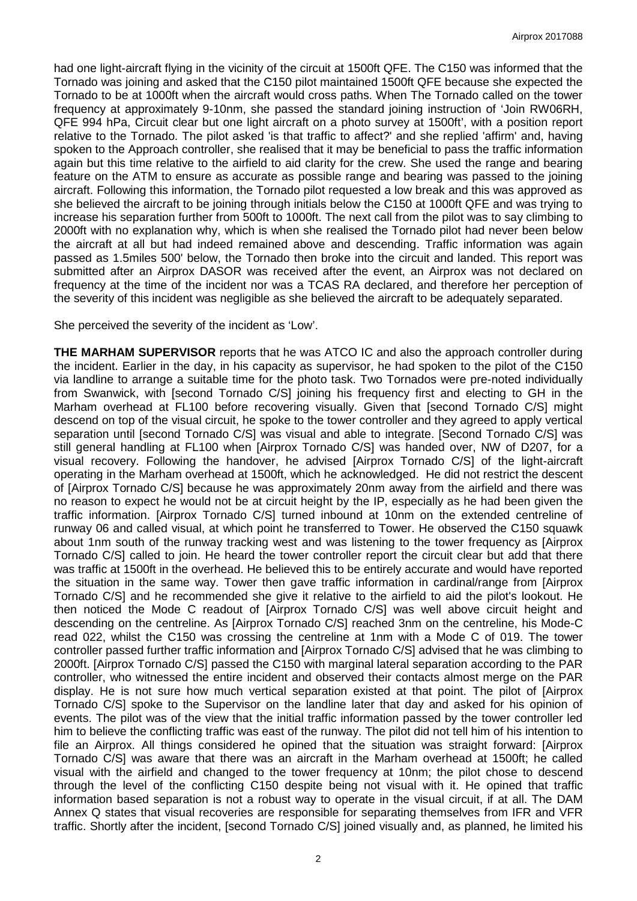had one light-aircraft flying in the vicinity of the circuit at 1500ft QFE. The C150 was informed that the Tornado was joining and asked that the C150 pilot maintained 1500ft QFE because she expected the Tornado to be at 1000ft when the aircraft would cross paths. When The Tornado called on the tower frequency at approximately 9-10nm, she passed the standard joining instruction of 'Join RW06RH, QFE 994 hPa, Circuit clear but one light aircraft on a photo survey at 1500ft', with a position report relative to the Tornado. The pilot asked 'is that traffic to affect?' and she replied 'affirm' and, having spoken to the Approach controller, she realised that it may be beneficial to pass the traffic information again but this time relative to the airfield to aid clarity for the crew. She used the range and bearing feature on the ATM to ensure as accurate as possible range and bearing was passed to the joining aircraft. Following this information, the Tornado pilot requested a low break and this was approved as she believed the aircraft to be joining through initials below the C150 at 1000ft QFE and was trying to increase his separation further from 500ft to 1000ft. The next call from the pilot was to say climbing to 2000ft with no explanation why, which is when she realised the Tornado pilot had never been below the aircraft at all but had indeed remained above and descending. Traffic information was again passed as 1.5miles 500' below, the Tornado then broke into the circuit and landed. This report was submitted after an Airprox DASOR was received after the event, an Airprox was not declared on frequency at the time of the incident nor was a TCAS RA declared, and therefore her perception of the severity of this incident was negligible as she believed the aircraft to be adequately separated.

She perceived the severity of the incident as 'Low'.

**THE MARHAM SUPERVISOR** reports that he was ATCO IC and also the approach controller during the incident. Earlier in the day, in his capacity as supervisor, he had spoken to the pilot of the C150 via landline to arrange a suitable time for the photo task. Two Tornados were pre-noted individually from Swanwick, with [second Tornado C/S] joining his frequency first and electing to GH in the Marham overhead at FL100 before recovering visually. Given that [second Tornado C/S] might descend on top of the visual circuit, he spoke to the tower controller and they agreed to apply vertical separation until [second Tornado C/S] was visual and able to integrate. [Second Tornado C/S] was still general handling at FL100 when [Airprox Tornado C/S] was handed over, NW of D207, for a visual recovery. Following the handover, he advised [Airprox Tornado C/S] of the light-aircraft operating in the Marham overhead at 1500ft, which he acknowledged. He did not restrict the descent of [Airprox Tornado C/S] because he was approximately 20nm away from the airfield and there was no reason to expect he would not be at circuit height by the IP, especially as he had been given the traffic information. [Airprox Tornado C/S] turned inbound at 10nm on the extended centreline of runway 06 and called visual, at which point he transferred to Tower. He observed the C150 squawk about 1nm south of the runway tracking west and was listening to the tower frequency as [Airprox Tornado C/S] called to join. He heard the tower controller report the circuit clear but add that there was traffic at 1500ft in the overhead. He believed this to be entirely accurate and would have reported the situation in the same way. Tower then gave traffic information in cardinal/range from [Airprox Tornado C/S] and he recommended she give it relative to the airfield to aid the pilot's lookout. He then noticed the Mode C readout of [Airprox Tornado C/S] was well above circuit height and descending on the centreline. As [Airprox Tornado C/S] reached 3nm on the centreline, his Mode-C read 022, whilst the C150 was crossing the centreline at 1nm with a Mode C of 019. The tower controller passed further traffic information and [Airprox Tornado C/S] advised that he was climbing to 2000ft. [Airprox Tornado C/S] passed the C150 with marginal lateral separation according to the PAR controller, who witnessed the entire incident and observed their contacts almost merge on the PAR display. He is not sure how much vertical separation existed at that point. The pilot of [Airprox Tornado C/S] spoke to the Supervisor on the landline later that day and asked for his opinion of events. The pilot was of the view that the initial traffic information passed by the tower controller led him to believe the conflicting traffic was east of the runway. The pilot did not tell him of his intention to file an Airprox. All things considered he opined that the situation was straight forward: [Airprox Tornado C/S] was aware that there was an aircraft in the Marham overhead at 1500ft; he called visual with the airfield and changed to the tower frequency at 10nm; the pilot chose to descend through the level of the conflicting C150 despite being not visual with it. He opined that traffic information based separation is not a robust way to operate in the visual circuit, if at all. The DAM Annex Q states that visual recoveries are responsible for separating themselves from IFR and VFR traffic. Shortly after the incident, [second Tornado C/S] joined visually and, as planned, he limited his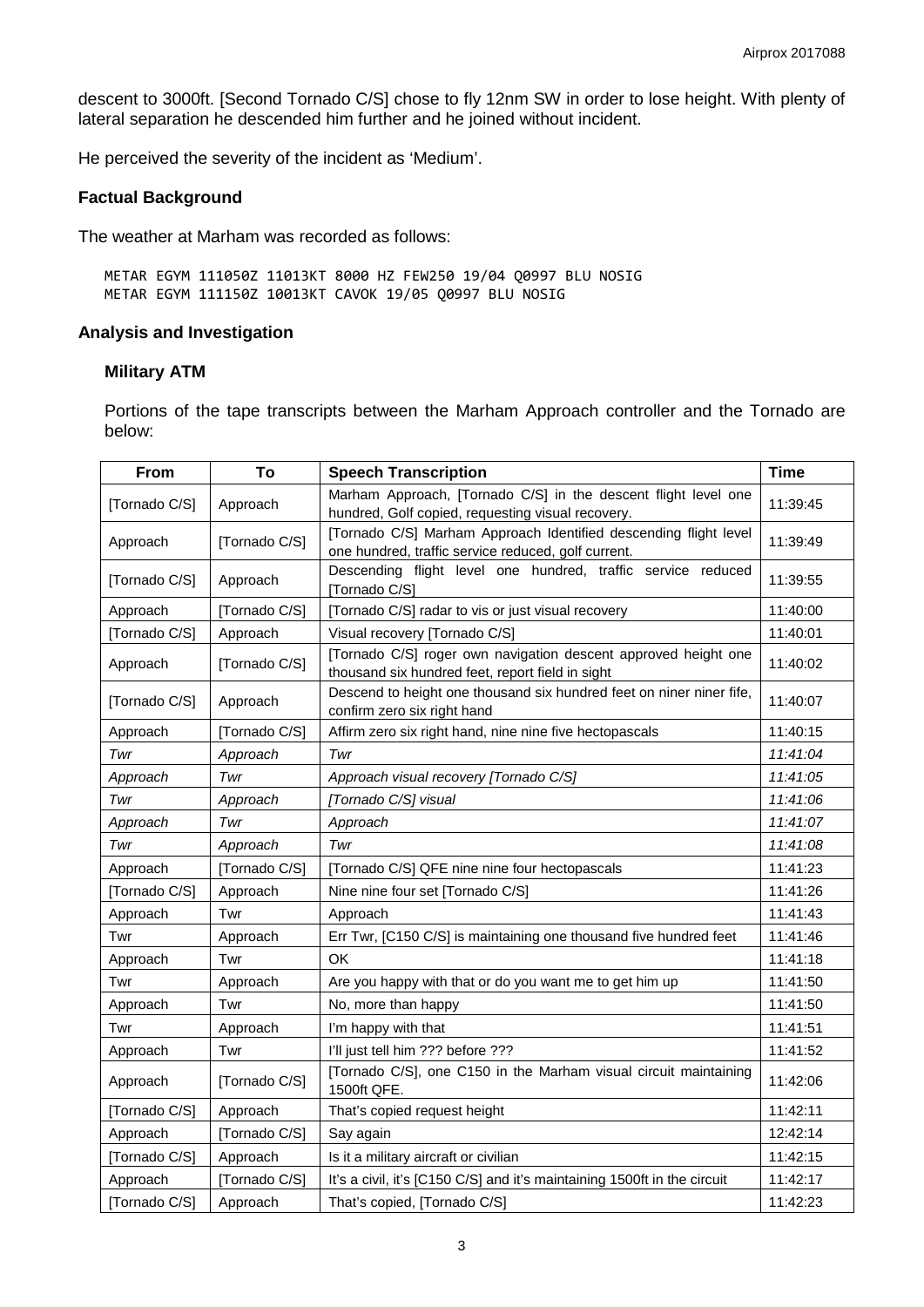descent to 3000ft. [Second Tornado C/S] chose to fly 12nm SW in order to lose height. With plenty of lateral separation he descended him further and he joined without incident.

He perceived the severity of the incident as 'Medium'.

## Factual Background

The weather at Marham was recorded as follows:

```
METAR EGYM 111050Z 11013KT 8000 HZ FEW250 19/04 Q0997 BLU NOSIG
METAR EGYM 111150Z 10013KT CAVOK 19/05 Q0997 BLU NOSIG
```

## Analysis and Investigation

### Military ATM

Portions of the tape transcripts between the Marham Approach controller and the Tornado are below:

| From | To | Speech Transcription | Time |
|---|---|---|---|
| [Tornado C/S] | Approach | Marham Approach, [Tornado C/S] in the descent flight level one hundred, Golf copied, requesting visual recovery. | 11:39:45 |
| Approach | [Tornado C/S] | [Tornado C/S] Marham Approach Identified descending flight level one hundred, traffic service reduced, golf current. | 11:39:49 |
| [Tornado C/S] | Approach | Descending flight level one hundred, traffic service reduced [Tornado C/S] | 11:39:55 |
| Approach | [Tornado C/S] | [Tornado C/S] radar to vis or just visual recovery | 11:40:00 |
| [Tornado C/S] | Approach | Visual recovery [Tornado C/S] | 11:40:01 |
| Approach | [Tornado C/S] | [Tornado C/S] roger own navigation descent approved height one thousand six hundred feet, report field in sight | 11:40:02 |
| [Tornado C/S] | Approach | Descend to height one thousand six hundred feet on niner nine fife, confirm zero six right hand | 11:40:07 |
| Approach | [Tornado C/S] | Affirm zero six right hand, nine nine five hectopascals | 11:40:15 |
| *Twr* | *Approach* | *Twr* | *11:41:04* |
| *Approach* | *Twr* | *Approach visual recovery [Tornado C/S]* | *11:41:05* |
| *Twr* | *Approach* | *[Tornado C/S] visual* | *11:41:06* |
| *Approach* | *Twr* | *Approach* | *11:41:07* |
| *Twr* | *Approach* | *Twr* | *11:41:08* |
| Approach | [Tornado C/S] | [Tornado C/S] QFE nine nine four hectopascals | 11:41:23 |
| [Tornado C/S] | Approach | Nine nine four set [Tornado C/S] | 11:41:26 |
| Approach | Twr | Approach | 11:41:43 |
| Twr | Approach | Err Twr, [C150 C/S] is maintaining one thousand five hundred feet | 11:41:46 |
| Approach | Twr | OK | 11:41:18 |
| Twr | Approach | Are you happy with that or do you want me to get him up | 11:41:50 |
| Approach | Twr | No, more than happy | 11:41:50 |
| Twr | Approach | I'm happy with that | 11:41:51 |
| Approach | Twr | I'll just tell him ??? before ??? | 11:41:52 |
| Approach | [Tornado C/S] | [Tornado C/S], one C150 in the Marham visual circuit maintaining 1500ft QFE. | 11:42:06 |
| [Tornado C/S] | Approach | That's copied request height | 11:42:11 |
| Approach | [Tornado C/S] | Say again | 12:42:14 |
| [Tornado C/S] | Approach | Is it a military aircraft or civilian | 11:42:15 |
| Approach | [Tornado C/S] | It's a civil, it's [C150 C/S] and it's maintaining 1500ft in the circuit | 11:42:17 |
| [Tornado C/S] | Approach | That's copied, [Tornado C/S] | 11:42:23 |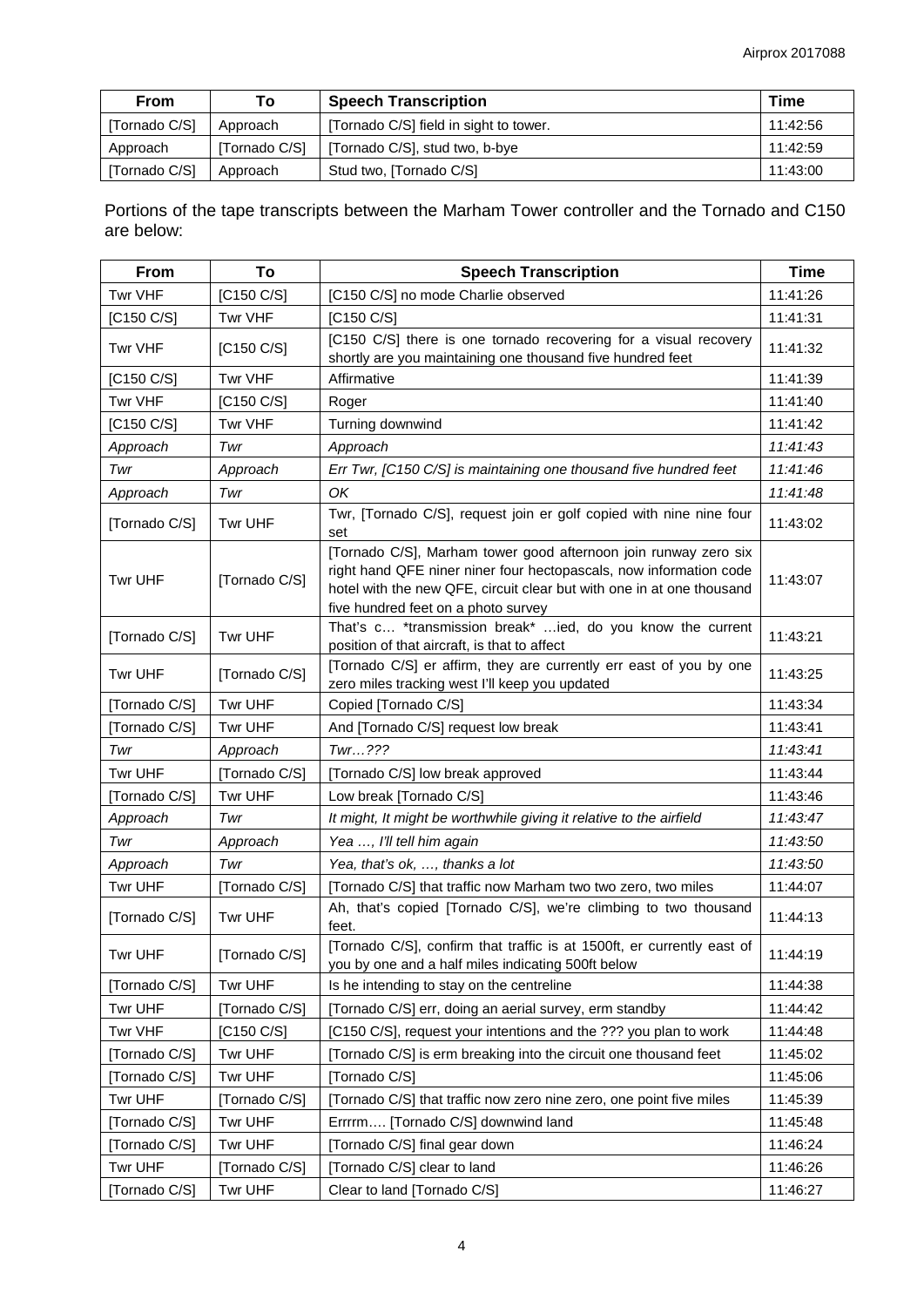| From | To | Speech Transcription | Time |
|---|---|---|---|
| [Tornado C/S] | Approach | [Tornado C/S] field in sight to tower. | 11:42:56 |
| Approach | [Tornado C/S] | [Tornado C/S], stud two, b-bye | 11:42:59 |
| [Tornado C/S] | Approach | Stud two, [Tornado C/S] | 11:43:00 |

Portions of the tape transcripts between the Marham Tower controller and the Tornado and C150 are below:

| From | To | Speech Transcription | Time |
|---|---|---|---|
| Twr VHF | [C150 C/S] | [C150 C/S] no mode Charlie observed | 11:41:26 |
| [C150 C/S] | Twr VHF | [C150 C/S] | 11:41:31 |
| Twr VHF | [C150 C/S] | [C150 C/S] there is one tornado recovering for a visual recovery shortly are you maintaining one thousand five hundred feet | 11:41:32 |
| [C150 C/S] | Twr VHF | Affirmative | 11:41:39 |
| Twr VHF | [C150 C/S] | Roger | 11:41:40 |
| [C150 C/S] | Twr VHF | Turning downwind | 11:41:42 |
| *Approach* | *Twr* | *Approach* | *11:41:43* |
| *Twr* | *Approach* | *Err Twr, [C150 C/S] is maintaining one thousand five hundred feet* | *11:41:46* |
| *Approach* | *Twr* | *OK* | *11:41:48* |
| [Tornado C/S] | Twr UHF | Twr, [Tornado C/S], request join er golf copied with nine nine four set | 11:43:02 |
| Twr UHF | [Tornado C/S] | [Tornado C/S], Marham tower good afternoon join runway zero six right hand QFE niner niner four hectopascals, now information code hotel with the new QFE, circuit clear but with one in at one thousand five hundred feet on a photo survey | 11:43:07 |
| [Tornado C/S] | Twr UHF | That's c… *transmission break* …ied, do you know the current position of that aircraft, is that to affect | 11:43:21 |
| Twr UHF | [Tornado C/S] | [Tornado C/S] er affirm, they are currently err east of you by one zero miles tracking west I'll keep you updated | 11:43:25 |
| [Tornado C/S] | Twr UHF | Copied [Tornado C/S] | 11:43:34 |
| [Tornado C/S] | Twr UHF | And [Tornado C/S] request low break | 11:43:41 |
| *Twr* | *Approach* | *Twr…???* | *11:43:41* |
| Twr UHF | [Tornado C/S] | [Tornado C/S] low break approved | 11:43:44 |
| [Tornado C/S] | Twr UHF | Low break [Tornado C/S] | 11:43:46 |
| *Approach* | *Twr* | *It might, It might be worthwhile giving it relative to the airfield* | *11:43:47* |
| *Twr* | *Approach* | *Yea …, I'll tell him again* | *11:43:50* |
| *Approach* | *Twr* | *Yea, that's ok, …, thanks a lot* | *11:43:50* |
| Twr UHF | [Tornado C/S] | [Tornado C/S] that traffic now Marham two two zero, two miles | 11:44:07 |
| [Tornado C/S] | Twr UHF | Ah, that's copied [Tornado C/S], we're climbing to two thousand feet. | 11:44:13 |
| Twr UHF | [Tornado C/S] | [Tornado C/S], confirm that traffic is at 1500ft, er currently east of you by one and a half miles indicating 500ft below | 11:44:19 |
| [Tornado C/S] | Twr UHF | Is he intending to stay on the centreline | 11:44:38 |
| Twr UHF | [Tornado C/S] | [Tornado C/S] err, doing an aerial survey, erm standby | 11:44:42 |
| Twr VHF | [C150 C/S] | [C150 C/S], request your intentions and the ??? you plan to work | 11:44:48 |
| [Tornado C/S] | Twr UHF | [Tornado C/S] is erm breaking into the circuit one thousand feet | 11:45:02 |
| [Tornado C/S] | Twr UHF | [Tornado C/S] | 11:45:06 |
| Twr UHF | [Tornado C/S] | [Tornado C/S] that traffic now zero nine zero, one point five miles | 11:45:39 |
| [Tornado C/S] | Twr UHF | Errrrm…. [Tornado C/S] downwind land | 11:45:48 |
| [Tornado C/S] | Twr UHF | [Tornado C/S] final gear down | 11:46:24 |
| Twr UHF | [Tornado C/S] | [Tornado C/S] clear to land | 11:46:26 |
| [Tornado C/S] | Twr UHF | Clear to land [Tornado C/S] | 11:46:27 |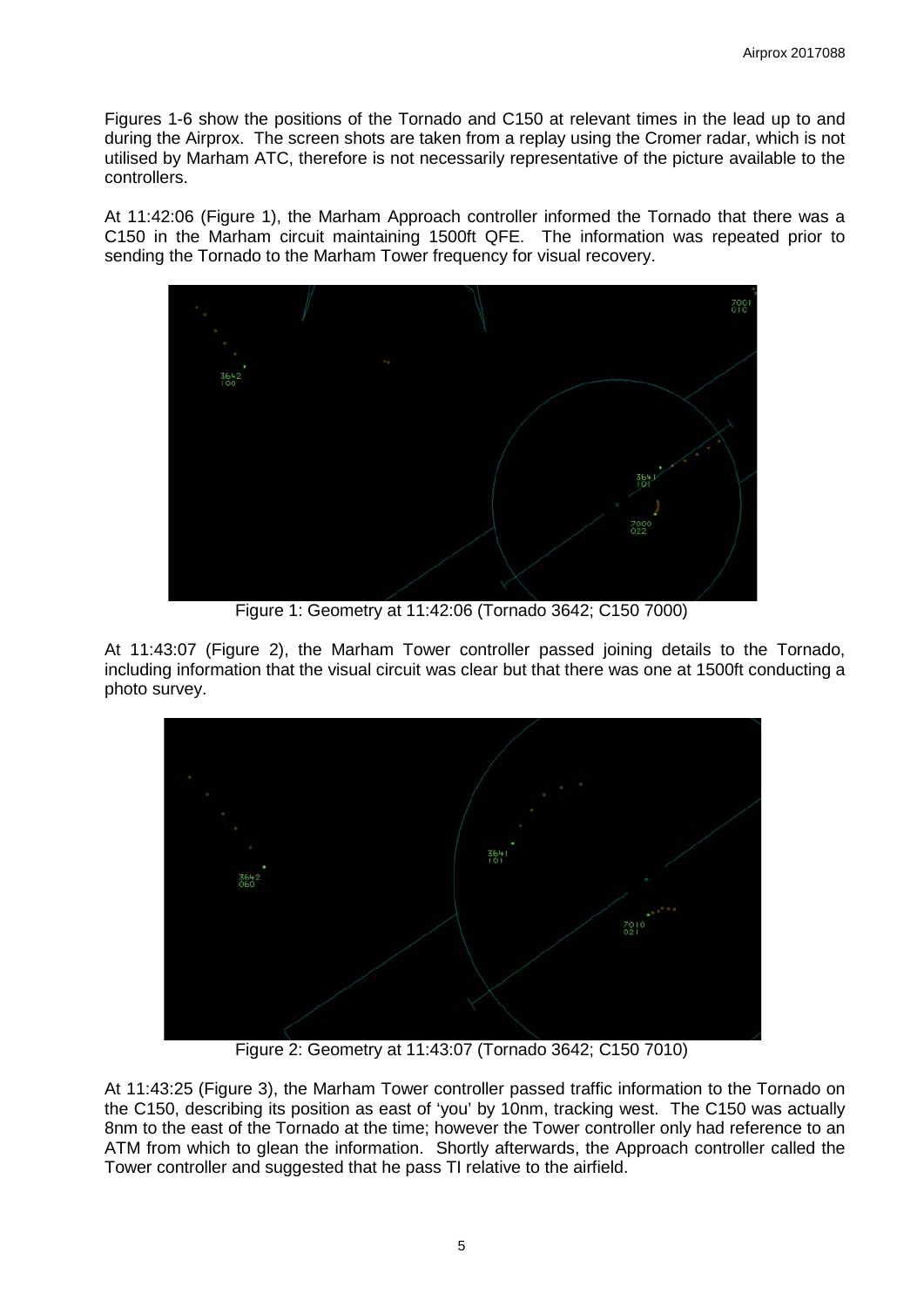Figures 1-6 show the positions of the Tornado and C150 at relevant times in the lead up to and during the Airprox. The screen shots are taken from a replay using the Cromer radar, which is not utilised by Marham ATC, therefore is not necessarily representative of the picture available to the controllers.

At 11:42:06 (Figure 1), the Marham Approach controller informed the Tornado that there was a C150 in the Marham circuit maintaining 1500ft QFE. The information was repeated prior to sending the Tornado to the Marham Tower frequency for visual recovery.

Figure 1: Geometry at 11:42:06 (Tornado 3642; C150 7000)

At 11:43:07 (Figure 2), the Marham Tower controller passed joining details to the Tornado, including information that the visual circuit was clear but that there was one at 1500ft conducting a photo survey.

Figure 2: Geometry at 11:43:07 (Tornado 3642; C150 7010)

At 11:43:25 (Figure 3), the Marham Tower controller passed traffic information to the Tornado on the C150, describing its position as east of 'you' by 10nm, tracking west. The C150 was actually 8nm to the east of the Tornado at the time; however the Tower controller only had reference to an ATM from which to glean the information. Shortly afterwards, the Approach controller called the Tower controller and suggested that he pass TI relative to the airfield.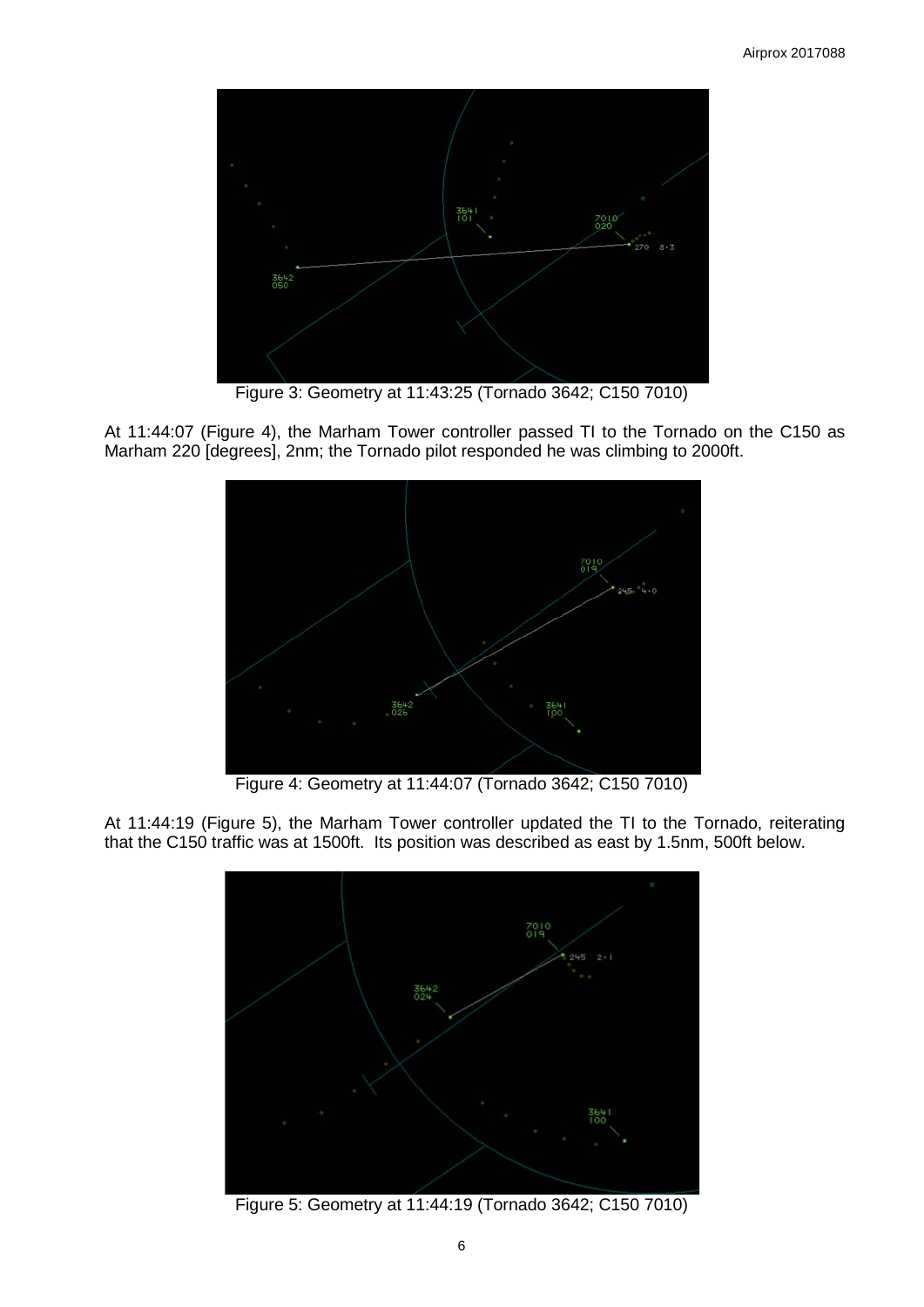Figure 3: Geometry at 11:43:25 (Tornado 3642; C150 7010)

At 11:44:07 (Figure 4), the Marham Tower controller passed TI to the Tornado on the C150 as Marham 220 [degrees], 2nm; the Tornado pilot responded he was climbing to 2000ft.

Figure 4: Geometry at 11:44:07 (Tornado 3642; C150 7010)

At 11:44:19 (Figure 5), the Marham Tower controller updated the TI to the Tornado, reiterating that the C150 traffic was at 1500ft. Its position was described as east by 1.5nm, 500ft below.

Figure 5: Geometry at 11:44:19 (Tornado 3642; C150 7010)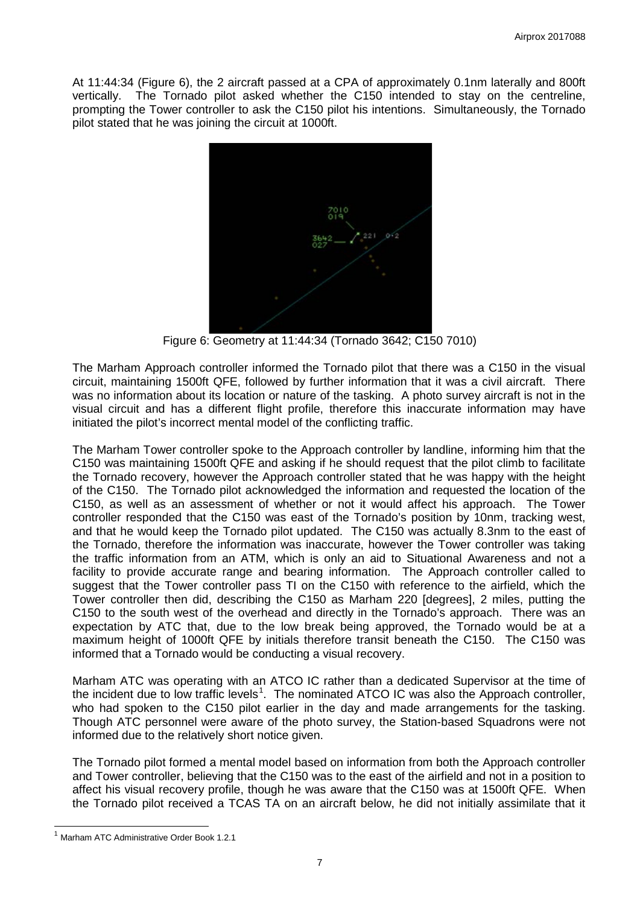At 11:44:34 (Figure 6), the 2 aircraft passed at a CPA of approximately 0.1nm laterally and 800ft vertically. The Tornado pilot asked whether the C150 intended to stay on the centreline, prompting the Tower controller to ask the C150 pilot his intentions. Simultaneously, the Tornado pilot stated that he was joining the circuit at 1000ft.

Figure 6: Geometry at 11:44:34 (Tornado 3642; C150 7010)

The Marham Approach controller informed the Tornado pilot that there was a C150 in the visual circuit, maintaining 1500ft QFE, followed by further information that it was a civil aircraft. There was no information about its location or nature of the tasking. A photo survey aircraft is not in the visual circuit and has a different flight profile, therefore this inaccurate information may have initiated the pilot's incorrect mental model of the conflicting traffic.

The Marham Tower controller spoke to the Approach controller by landline, informing him that the C150 was maintaining 1500ft QFE and asking if he should request that the pilot climb to facilitate the Tornado recovery, however the Approach controller stated that he was happy with the height of the C150. The Tornado pilot acknowledged the information and requested the location of the C150, as well as an assessment of whether or not it would affect his approach. The Tower controller responded that the C150 was east of the Tornado's position by 10nm, tracking west, and that he would keep the Tornado pilot updated. The C150 was actually 8.3nm to the east of the Tornado, therefore the information was inaccurate, however the Tower controller was taking the traffic information from an ATM, which is only an aid to Situational Awareness and not a facility to provide accurate range and bearing information. The Approach controller called to suggest that the Tower controller pass TI on the C150 with reference to the airfield, which the Tower controller then did, describing the C150 as Marham 220 [degrees], 2 miles, putting the C150 to the south west of the overhead and directly in the Tornado's approach. There was an expectation by ATC that, due to the low break being approved, the Tornado would be at a maximum height of 1000ft QFE by initials therefore transit beneath the C150. The C150 was informed that a Tornado would be conducting a visual recovery.

Marham ATC was operating with an ATCO IC rather than a dedicated Supervisor at the time of the incident due to low traffic levels[1]. The nominated ATCO IC was also the Approach controller, who had spoken to the C150 pilot earlier in the day and made arrangements for the tasking. Though ATC personnel were aware of the photo survey, the Station-based Squadrons were not informed due to the relatively short notice given.

The Tornado pilot formed a mental model based on information from both the Approach controller and Tower controller, believing that the C150 was to the east of the airfield and not in a position to affect his visual recovery profile, though he was aware that the C150 was at 1500ft QFE. When the Tornado pilot received a TCAS TA on an aircraft below, he did not initially assimilate that it

[1] Marham ATC Administrative Order Book 1.2.1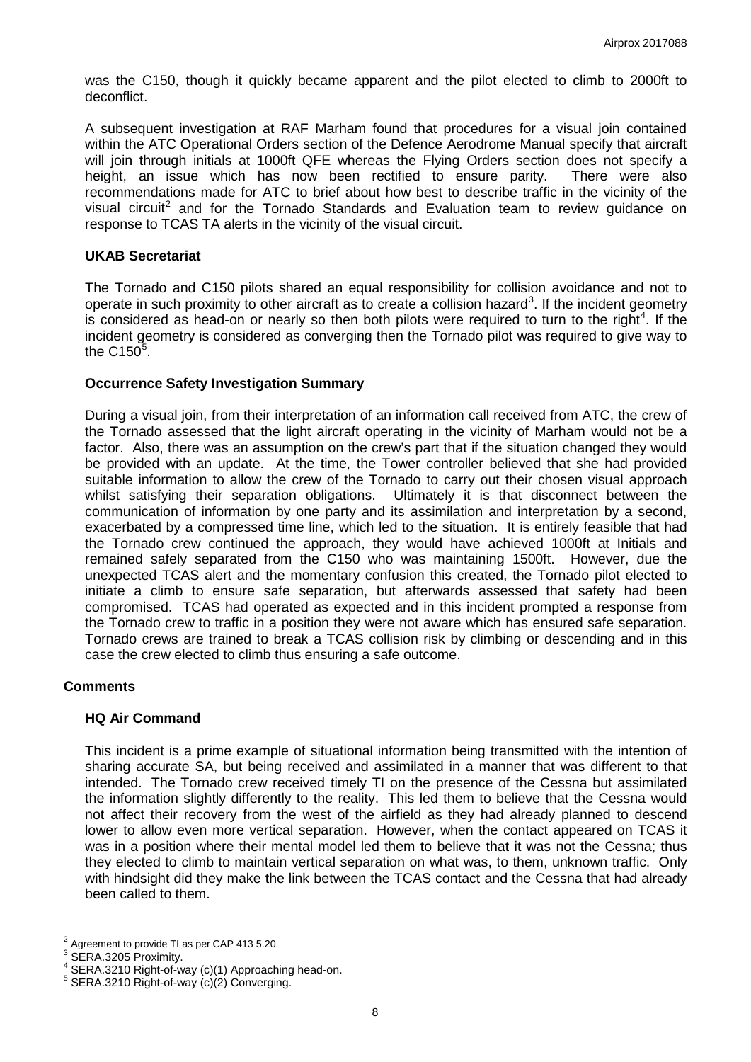was the C150, though it quickly became apparent and the pilot elected to climb to 2000ft to deconflict.

A subsequent investigation at RAF Marham found that procedures for a visual join contained within the ATC Operational Orders section of the Defence Aerodrome Manual specify that aircraft will join through initials at 1000ft QFE whereas the Flying Orders section does not specify a height, an issue which has now been rectified to ensure parity. There were also recommendations made for ATC to brief about how best to describe traffic in the vicinity of the visual circuit[2] and for the Tornado Standards and Evaluation team to review guidance on response to TCAS TA alerts in the vicinity of the visual circuit.

### UKAB Secretariat

The Tornado and C150 pilots shared an equal responsibility for collision avoidance and not to operate in such proximity to other aircraft as to create a collision hazard[3]. If the incident geometry is considered as head-on or nearly so then both pilots were required to turn to the right[4]. If the incident geometry is considered as converging then the Tornado pilot was required to give way to the C150[5].

### Occurrence Safety Investigation Summary

During a visual join, from their interpretation of an information call received from ATC, the crew of the Tornado assessed that the light aircraft operating in the vicinity of Marham would not be a factor. Also, there was an assumption on the crew's part that if the situation changed they would be provided with an update. At the time, the Tower controller believed that she had provided suitable information to allow the crew of the Tornado to carry out their chosen visual approach whilst satisfying their separation obligations. Ultimately it is that disconnect between the communication of information by one party and its assimilation and interpretation by a second, exacerbated by a compressed time line, which led to the situation. It is entirely feasible that had the Tornado crew continued the approach, they would have achieved 1000ft at Initials and remained safely separated from the C150 who was maintaining 1500ft. However, due the unexpected TCAS alert and the momentary confusion this created, the Tornado pilot elected to initiate a climb to ensure safe separation, but afterwards assessed that safety had been compromised. TCAS had operated as expected and in this incident prompted a response from the Tornado crew to traffic in a position they were not aware which has ensured safe separation. Tornado crews are trained to break a TCAS collision risk by climbing or descending and in this case the crew elected to climb thus ensuring a safe outcome.

## Comments

### HQ Air Command

This incident is a prime example of situational information being transmitted with the intention of sharing accurate SA, but being received and assimilated in a manner that was different to that intended. The Tornado crew received timely TI on the presence of the Cessna but assimilated the information slightly differently to the reality. This led them to believe that the Cessna would not affect their recovery from the west of the airfield as they had already planned to descend lower to allow even more vertical separation. However, when the contact appeared on TCAS it was in a position where their mental model led them to believe that it was not the Cessna; thus they elected to climb to maintain vertical separation on what was, to them, unknown traffic. Only with hindsight did they make the link between the TCAS contact and the Cessna that had already been called to them.

---

[2] Agreement to provide TI as per CAP 413 5.20

[3] SERA.3205 Proximity.

[4] SERA.3210 Right-of-way (c)(1) Approaching head-on.

[5] SERA.3210 Right-of-way (c)(2) Converging.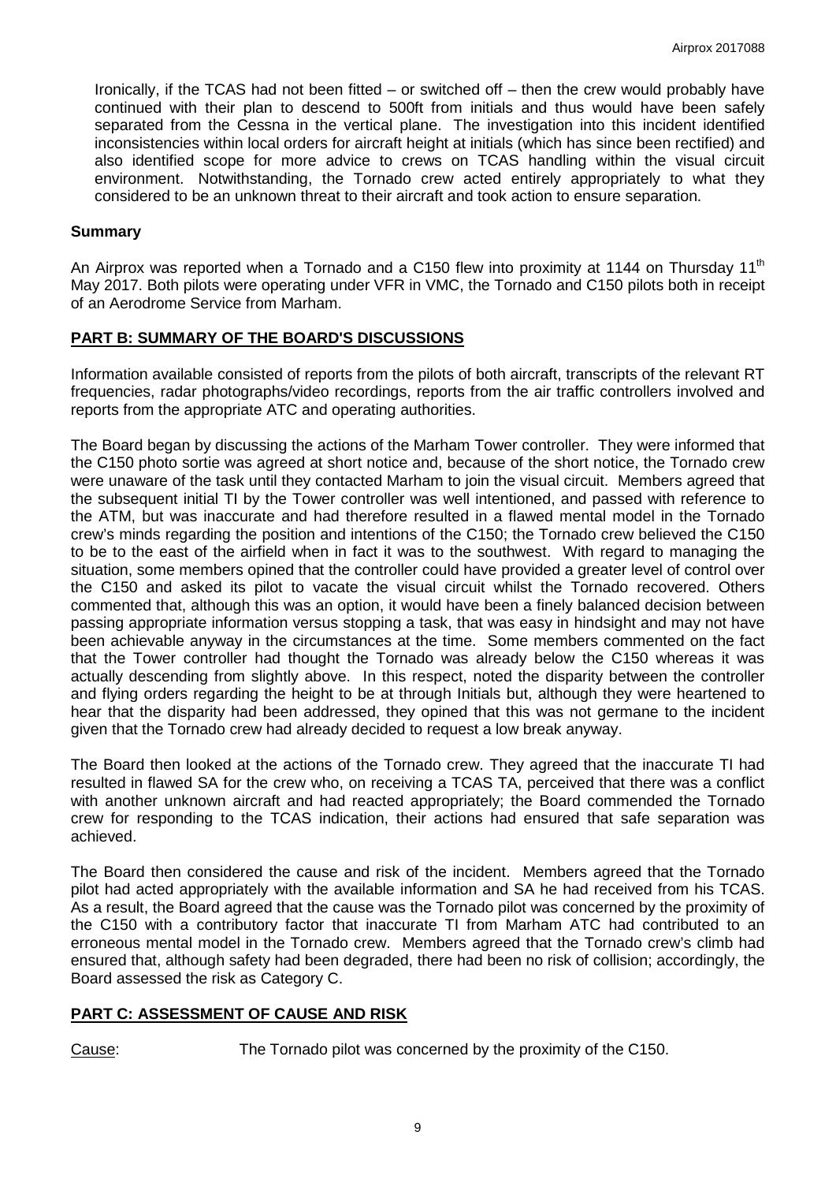Ironically, if the TCAS had not been fitted – or switched off – then the crew would probably have continued with their plan to descend to 500ft from initials and thus would have been safely separated from the Cessna in the vertical plane. The investigation into this incident identified inconsistencies within local orders for aircraft height at initials (which has since been rectified) and also identified scope for more advice to crews on TCAS handling within the visual circuit environment. Notwithstanding, the Tornado crew acted entirely appropriately to what they considered to be an unknown threat to their aircraft and took action to ensure separation.

### Summary

An Airprox was reported when a Tornado and a C150 flew into proximity at 1144 on Thursday 11th May 2017. Both pilots were operating under VFR in VMC, the Tornado and C150 pilots both in receipt of an Aerodrome Service from Marham.

## PART B: SUMMARY OF THE BOARD'S DISCUSSIONS

Information available consisted of reports from the pilots of both aircraft, transcripts of the relevant RT frequencies, radar photographs/video recordings, reports from the air traffic controllers involved and reports from the appropriate ATC and operating authorities.

The Board began by discussing the actions of the Marham Tower controller. They were informed that the C150 photo sortie was agreed at short notice and, because of the short notice, the Tornado crew were unaware of the task until they contacted Marham to join the visual circuit. Members agreed that the subsequent initial TI by the Tower controller was well intentioned, and passed with reference to the ATM, but was inaccurate and had therefore resulted in a flawed mental model in the Tornado crew's minds regarding the position and intentions of the C150; the Tornado crew believed the C150 to be to the east of the airfield when in fact it was to the southwest. With regard to managing the situation, some members opined that the controller could have provided a greater level of control over the C150 and asked its pilot to vacate the visual circuit whilst the Tornado recovered. Others commented that, although this was an option, it would have been a finely balanced decision between passing appropriate information versus stopping a task, that was easy in hindsight and may not have been achievable anyway in the circumstances at the time. Some members commented on the fact that the Tower controller had thought the Tornado was already below the C150 whereas it was actually descending from slightly above. In this respect, noted the disparity between the controller and flying orders regarding the height to be at through Initials but, although they were heartened to hear that the disparity had been addressed, they opined that this was not germane to the incident given that the Tornado crew had already decided to request a low break anyway.

The Board then looked at the actions of the Tornado crew. They agreed that the inaccurate TI had resulted in flawed SA for the crew who, on receiving a TCAS TA, perceived that there was a conflict with another unknown aircraft and had reacted appropriately; the Board commended the Tornado crew for responding to the TCAS indication, their actions had ensured that safe separation was achieved.

The Board then considered the cause and risk of the incident. Members agreed that the Tornado pilot had acted appropriately with the available information and SA he had received from his TCAS. As a result, the Board agreed that the cause was the Tornado pilot was concerned by the proximity of the C150 with a contributory factor that inaccurate TI from Marham ATC had contributed to an erroneous mental model in the Tornado crew. Members agreed that the Tornado crew's climb had ensured that, although safety had been degraded, there had been no risk of collision; accordingly, the Board assessed the risk as Category C.

## PART C: ASSESSMENT OF CAUSE AND RISK

Cause: The Tornado pilot was concerned by the proximity of the C150.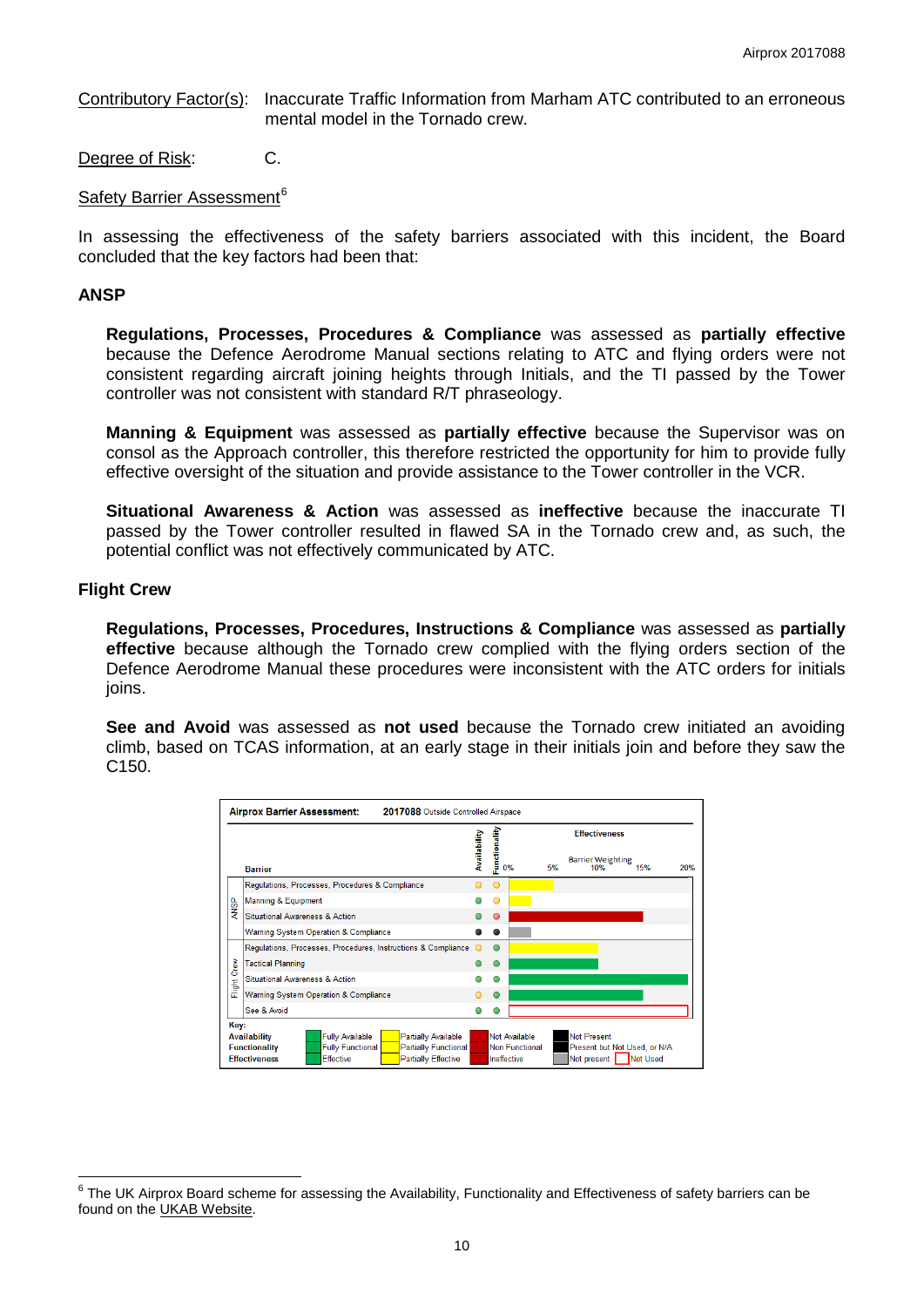Contributory Factor(s): Inaccurate Traffic Information from Marham ATC contributed to an erroneous mental model in the Tornado crew.

Degree of Risk: C.

Safety Barrier Assessment[6]

In assessing the effectiveness of the safety barriers associated with this incident, the Board concluded that the key factors had been that:

**ANSP**

**Regulations, Processes, Procedures & Compliance** was assessed as **partially effective** because the Defence Aerodrome Manual sections relating to ATC and flying orders were not consistent regarding aircraft joining heights through Initials, and the TI passed by the Tower controller was not consistent with standard R/T phraseology.

**Manning & Equipment** was assessed as **partially effective** because the Supervisor was on consol as the Approach controller, this therefore restricted the opportunity for him to provide fully effective oversight of the situation and provide assistance to the Tower controller in the VCR.

**Situational Awareness & Action** was assessed as **ineffective** because the inaccurate TI passed by the Tower controller resulted in flawed SA in the Tornado crew and, as such, the potential conflict was not effectively communicated by ATC.

**Flight Crew**

**Regulations, Processes, Procedures, Instructions & Compliance** was assessed as **partially effective** because although the Tornado crew complied with the flying orders section of the Defence Aerodrome Manual these procedures were inconsistent with the ATC orders for initials joins.

**See and Avoid** was assessed as **not used** because the Tornado crew initiated an avoiding climb, based on TCAS information, at an early stage in their initials join and before they saw the C150.

Airprox Barrier Assessment: 2017088 Outside Controlled Airspace

Barrier
Availability
Functionality
Effectiveness
Barrier Weighting
0% 5% 10% 15% 20%

ANSP
Regulations, Processes, Procedures & Compliance
Manning & Equipment
Situational Awareness & Action
Warning System Operation & Compliance

Flight Crew
Regulations, Processes, Procedures, Instructions & Compliance
Tactical Planning
Situational Awareness & Action
Warning System Operation & Compliance
See & Avoid

Key:
Availability: Fully Available; Partially Available; Not Available; Not Present
Functionality: Fully Functional; Partially Functional; Non Functional; Present but Not Used, or N/A
Effectiveness: Effective; Partially Effective; Ineffective; Not present; Not Used

---

[6] The UK Airprox Board scheme for assessing the Availability, Functionality and Effectiveness of safety barriers can be found on the UKAB Website.